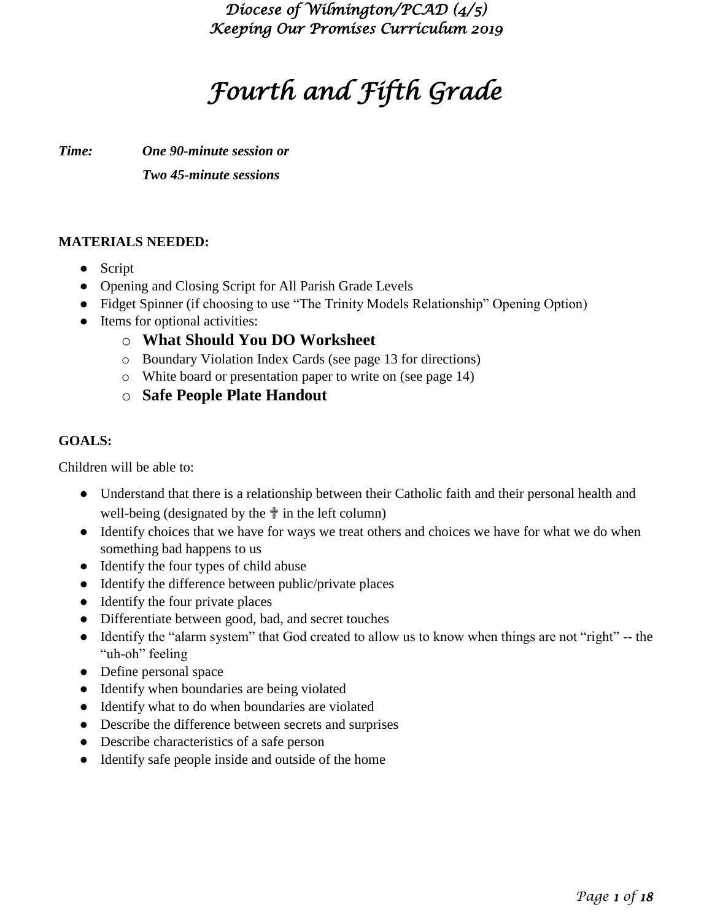# Fourth and Fifth Grade

***Time:*** ***One 90-minute session or***

***Two 45-minute sessions***

**MATERIALS NEEDED:**

- Script
- Opening and Closing Script for All Parish Grade Levels
- Fidget Spinner (if choosing to use "The Trinity Models Relationship" Opening Option)
- Items for optional activities:
  - **What Should You DO Worksheet**
  - Boundary Violation Index Cards (see page 13 for directions)
  - White board or presentation paper to write on (see page 14)
  - **Safe People Plate Handout**

**GOALS:**

Children will be able to:

- Understand that there is a relationship between their Catholic faith and their personal health and well-being (designated by the ☦ in the left column)
- Identify choices that we have for ways we treat others and choices we have for what we do when something bad happens to us
- Identify the four types of child abuse
- Identify the difference between public/private places
- Identify the four private places
- Differentiate between good, bad, and secret touches
- Identify the "alarm system" that God created to allow us to know when things are not "right" -- the "uh-oh" feeling
- Define personal space
- Identify when boundaries are being violated
- Identify what to do when boundaries are violated
- Describe the difference between secrets and surprises
- Describe characteristics of a safe person
- Identify safe people inside and outside of the home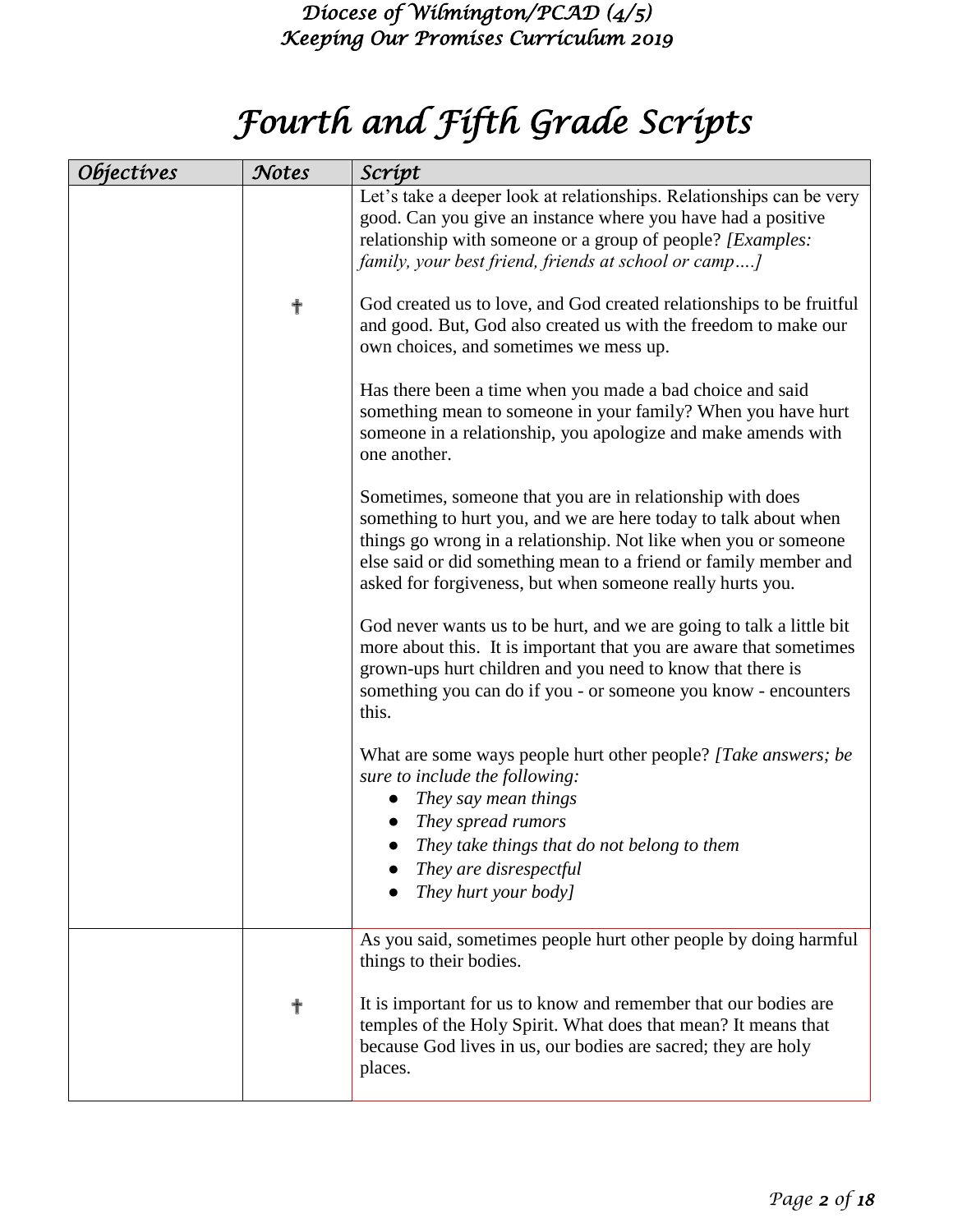# Fourth and Fifth Grade Scripts

| Objectives | Notes | Script |
|---|---|---|
| | † | Let's take a deeper look at relationships. Relationships can be very good. Can you give an instance where you have had a positive relationship with someone or a group of people? *[Examples: family, your best friend, friends at school or camp….]*<br><br>God created us to love, and God created relationships to be fruitful and good. But, God also created us with the freedom to make our own choices, and sometimes we mess up.<br><br>Has there been a time when you made a bad choice and said something mean to someone in your family? When you have hurt someone in a relationship, you apologize and make amends with one another.<br><br>Sometimes, someone that you are in relationship with does something to hurt you, and we are here today to talk about when things go wrong in a relationship. Not like when you or someone else said or did something mean to a friend or family member and asked for forgiveness, but when someone really hurts you.<br><br>God never wants us to be hurt, and we are going to talk a little bit more about this. It is important that you are aware that sometimes grown-ups hurt children and you need to know that there is something you can do if you - or someone you know - encounters this.<br><br>What are some ways people hurt other people? *[Take answers; be sure to include the following:*<br>● *They say mean things*<br>● *They spread rumors*<br>● *They take things that do not belong to them*<br>● *They are disrespectful*<br>● *They hurt your body]* |
| | † | As you said, sometimes people hurt other people by doing harmful things to their bodies.<br><br>It is important for us to know and remember that our bodies are temples of the Holy Spirit. What does that mean? It means that because God lives in us, our bodies are sacred; they are holy places. |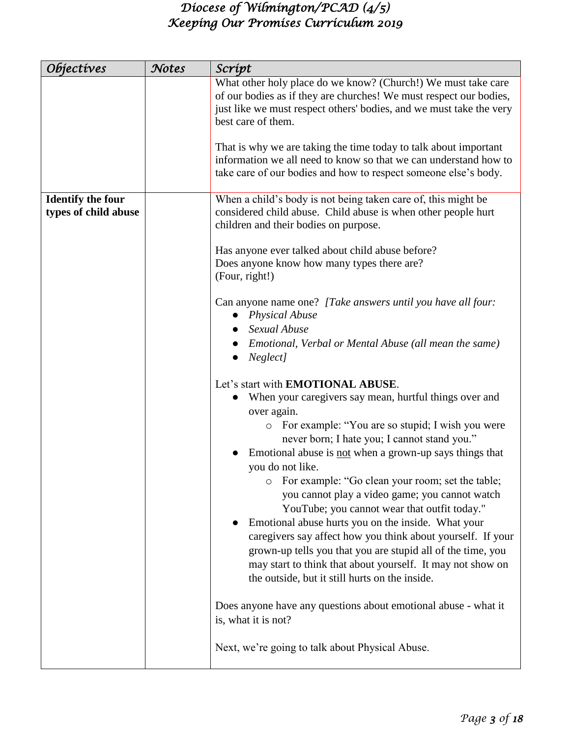| *Objectives* | *Notes* | *Script* |
|---|---|---|
| | | What other holy place do we know? (Church!) We must take care of our bodies as if they are churches! We must respect our bodies, just like we must respect others' bodies, and we must take the very best care of them.<br><br>That is why we are taking the time today to talk about important information we all need to know so that we can understand how to take care of our bodies and how to respect someone else's body. |
| **Identify the four types of child abuse** | | When a child's body is not being taken care of, this might be considered child abuse. Child abuse is when other people hurt children and their bodies on purpose.<br><br>Has anyone ever talked about child abuse before?<br>Does anyone know how many types there are?<br>(Four, right!)<br><br>Can anyone name one? *[Take answers until you have all four:*<br>● *Physical Abuse*<br>● *Sexual Abuse*<br>● *Emotional, Verbal or Mental Abuse (all mean the same)*<br>● *Neglect]*<br><br>Let's start with **EMOTIONAL ABUSE**.<br>● When your caregivers say mean, hurtful things over and over again.<br>&nbsp;&nbsp;&nbsp;&nbsp;○ For example: "You are so stupid; I wish you were never born; I hate you; I cannot stand you."<br>● Emotional abuse is <u>not</u> when a grown-up says things that you do not like.<br>&nbsp;&nbsp;&nbsp;&nbsp;○ For example: "Go clean your room; set the table; you cannot play a video game; you cannot watch YouTube; you cannot wear that outfit today."<br>● Emotional abuse hurts you on the inside. What your caregivers say affect how you think about yourself. If your grown-up tells you that you are stupid all of the time, you may start to think that about yourself. It may not show on the outside, but it still hurts on the inside.<br><br>Does anyone have any questions about emotional abuse - what it is, what it is not?<br><br>Next, we're going to talk about Physical Abuse. |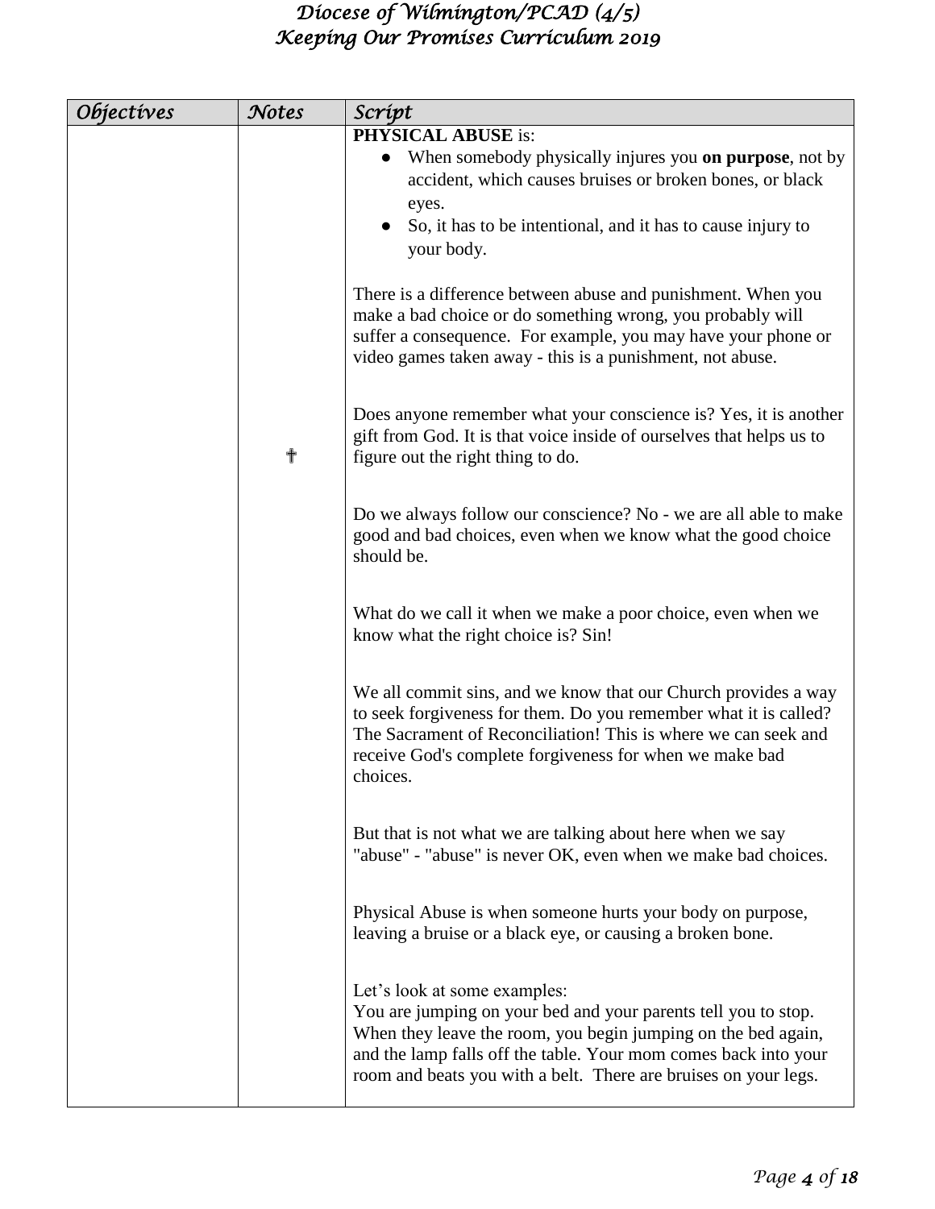| *Objectives* | *Notes* | *Script* |
|---|---|---|
| | | **PHYSICAL ABUSE** is:<br>● When somebody physically injures you **on purpose**, not by accident, which causes bruises or broken bones, or black eyes.<br>● So, it has to be intentional, and it has to cause injury to your body.<br><br>There is a difference between abuse and punishment. When you make a bad choice or do something wrong, you probably will suffer a consequence. For example, you may have your phone or video games taken away - this is a punishment, not abuse. |
| | ✝ | Does anyone remember what your conscience is? Yes, it is another gift from God. It is that voice inside of ourselves that helps us to figure out the right thing to do.<br><br>Do we always follow our conscience? No - we are all able to make good and bad choices, even when we know what the good choice should be.<br><br>What do we call it when we make a poor choice, even when we know what the right choice is? Sin!<br><br>We all commit sins, and we know that our Church provides a way to seek forgiveness for them. Do you remember what it is called? The Sacrament of Reconciliation! This is where we can seek and receive God's complete forgiveness for when we make bad choices.<br><br>But that is not what we are talking about here when we say "abuse" - "abuse" is never OK, even when we make bad choices.<br><br>Physical Abuse is when someone hurts your body on purpose, leaving a bruise or a black eye, or causing a broken bone.<br><br>Let's look at some examples:<br>You are jumping on your bed and your parents tell you to stop. When they leave the room, you begin jumping on the bed again, and the lamp falls off the table. Your mom comes back into your room and beats you with a belt. There are bruises on your legs. |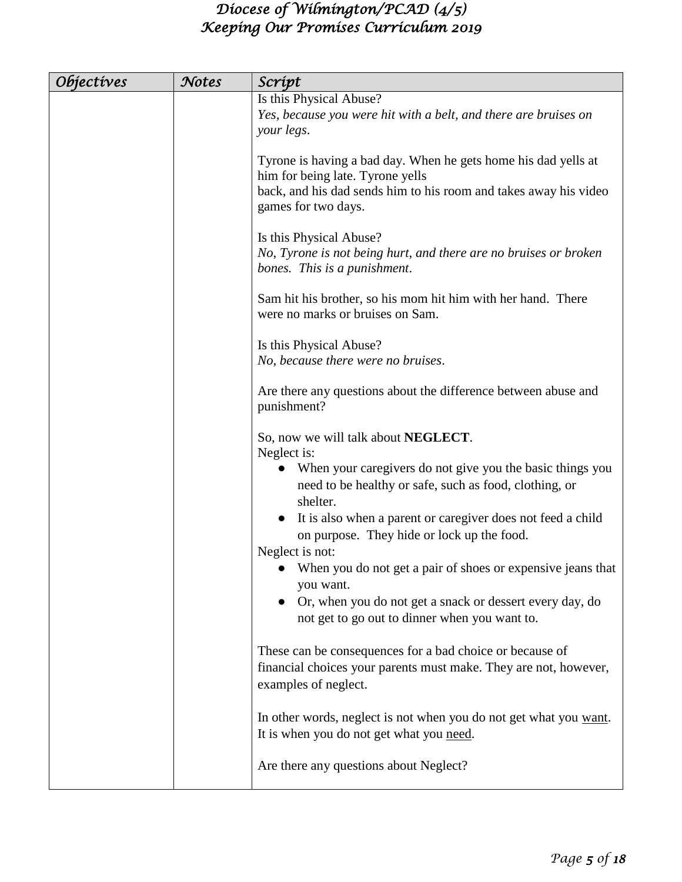| *Objectives* | *Notes* | *Script* |
|---|---|---|
| | | Is this Physical Abuse?<br>*Yes, because you were hit with a belt, and there are bruises on your legs.*<br><br>Tyrone is having a bad day. When he gets home his dad yells at him for being late. Tyrone yells back, and his dad sends him to his room and takes away his video games for two days.<br><br>Is this Physical Abuse?<br>*No, Tyrone is not being hurt, and there are no bruises or broken bones. This is a punishment.*<br><br>Sam hit his brother, so his mom hit him with her hand. There were no marks or bruises on Sam.<br><br>Is this Physical Abuse?<br>*No, because there were no bruises.*<br><br>Are there any questions about the difference between abuse and punishment?<br><br>So, now we will talk about **NEGLECT**.<br>Neglect is:<br>● When your caregivers do not give you the basic things you need to be healthy or safe, such as food, clothing, or shelter.<br>● It is also when a parent or caregiver does not feed a child on purpose. They hide or lock up the food.<br>Neglect is not:<br>● When you do not get a pair of shoes or expensive jeans that you want.<br>● Or, when you do not get a snack or dessert every day, do not get to go out to dinner when you want to.<br><br>These can be consequences for a bad choice or because of financial choices your parents must make. They are not, however, examples of neglect.<br><br>In other words, neglect is not when you do not get what you <u>want</u>. It is when you do not get what you <u>need</u>.<br><br>Are there any questions about Neglect? |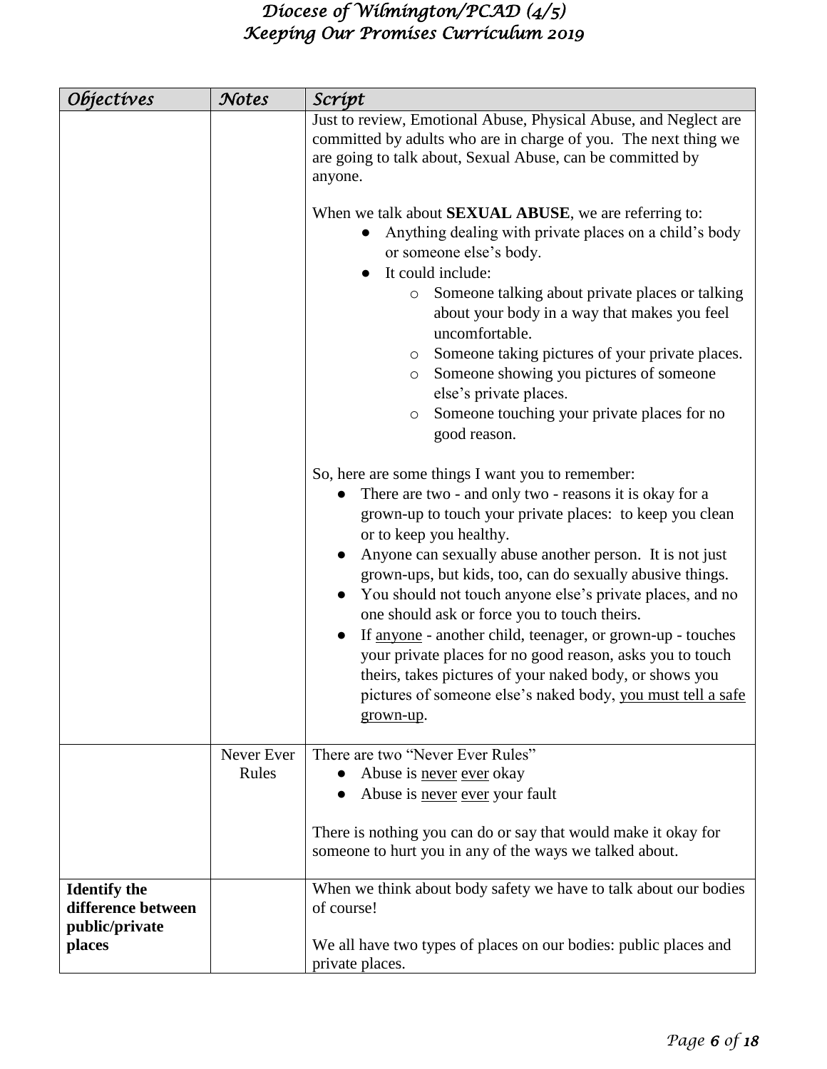| *Objectives* | *Notes* | *Script* |
|---|---|---|
| | | Just to review, Emotional Abuse, Physical Abuse, and Neglect are committed by adults who are in charge of you. The next thing we are going to talk about, Sexual Abuse, can be committed by anyone.<br><br>When we talk about **SEXUAL ABUSE**, we are referring to:<br>● Anything dealing with private places on a child's body or someone else's body.<br>● It could include:<br>&nbsp;&nbsp;&nbsp;&nbsp;o Someone talking about private places or talking about your body in a way that makes you feel uncomfortable.<br>&nbsp;&nbsp;&nbsp;&nbsp;o Someone taking pictures of your private places.<br>&nbsp;&nbsp;&nbsp;&nbsp;o Someone showing you pictures of someone else's private places.<br>&nbsp;&nbsp;&nbsp;&nbsp;o Someone touching your private places for no good reason.<br><br>So, here are some things I want you to remember:<br>● There are two - and only two - reasons it is okay for a grown-up to touch your private places: to keep you clean or to keep you healthy.<br>● Anyone can sexually abuse another person. It is not just grown-ups, but kids, too, can do sexually abusive things.<br>● You should not touch anyone else's private places, and no one should ask or force you to touch theirs.<br>● If <u>anyone</u> - another child, teenager, or grown-up - touches your private places for no good reason, asks you to touch theirs, takes pictures of your naked body, or shows you pictures of someone else's naked body, <u>you must tell a safe grown-up</u>. |
| | Never Ever Rules | There are two "Never Ever Rules"<br>● Abuse is <u>never</u> <u>ever</u> okay<br>● Abuse is <u>never</u> <u>ever</u> your fault<br><br>There is nothing you can do or say that would make it okay for someone to hurt you in any of the ways we talked about. |
| **Identify the difference between public/private places** | | When we think about body safety we have to talk about our bodies of course!<br><br>We all have two types of places on our bodies: public places and private places. |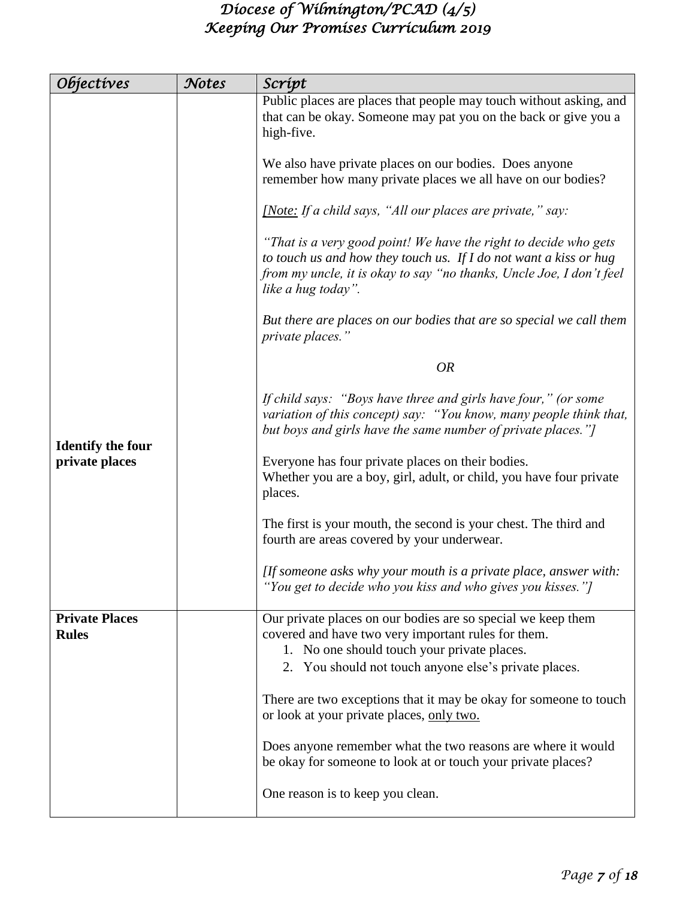| *Objectives* | *Notes* | *Script* |
|---|---|---|
| | | Public places are places that people may touch without asking, and that can be okay. Someone may pat you on the back or give you a high-five.<br><br>We also have private places on our bodies. Does anyone remember how many private places we all have on our bodies?<br><br>*[Note: If a child says, "All our places are private," say:*<br><br>*"That is a very good point! We have the right to decide who gets to touch us and how they touch us. If I do not want a kiss or hug from my uncle, it is okay to say "no thanks, Uncle Joe, I don't feel like a hug today".*<br><br>*But there are places on our bodies that are so special we call them private places."*<br><br>*OR*<br><br>*If child says: "Boys have three and girls have four," (or some variation of this concept) say: "You know, many people think that, but boys and girls have the same number of private places."]* |
| **Identify the four private places** | | Everyone has four private places on their bodies.<br>Whether you are a boy, girl, adult, or child, you have four private places.<br><br>The first is your mouth, the second is your chest. The third and fourth are areas covered by your underwear.<br><br>*[If someone asks why your mouth is a private place, answer with: "You get to decide who you kiss and who gives you kisses."]* |
| **Private Places Rules** | | Our private places on our bodies are so special we keep them covered and have two very important rules for them.<br>1. No one should touch your private places.<br>2. You should not touch anyone else's private places.<br><br>There are two exceptions that it may be okay for someone to touch or look at your private places, <u>only two.</u><br><br>Does anyone remember what the two reasons are where it would be okay for someone to look at or touch your private places?<br><br>One reason is to keep you clean. |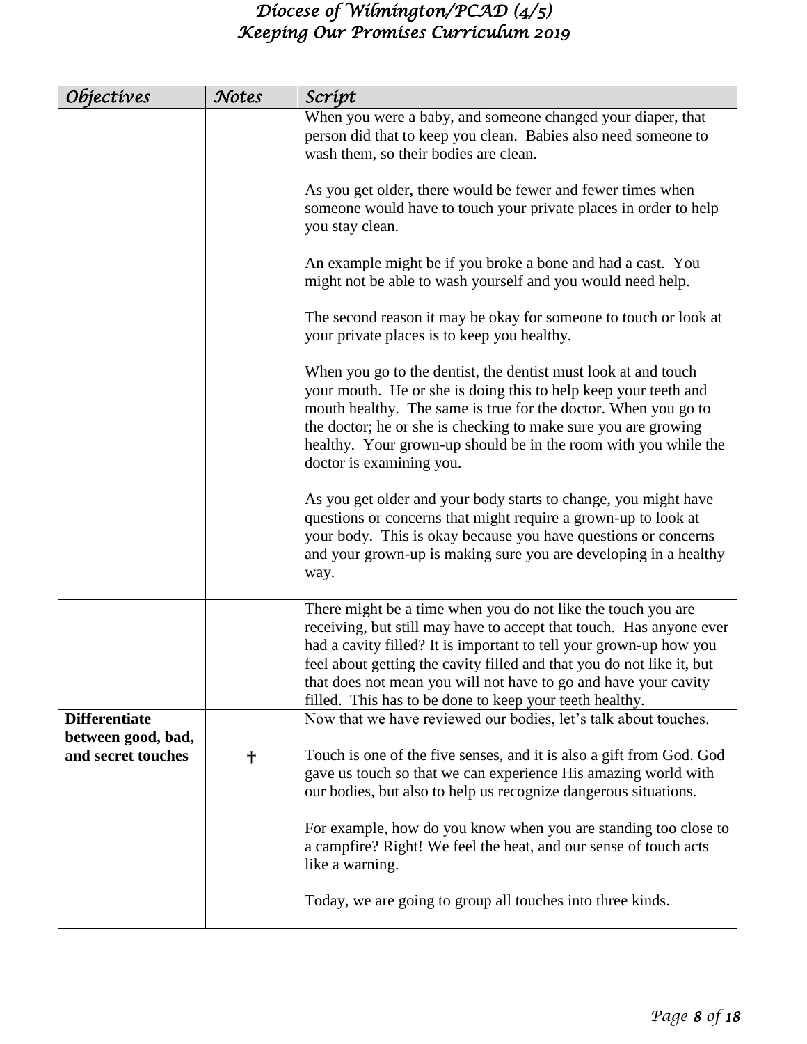| *Objectives* | *Notes* | *Script* |
|---|---|---|
| | | When you were a baby, and someone changed your diaper, that person did that to keep you clean. Babies also need someone to wash them, so their bodies are clean.<br><br>As you get older, there would be fewer and fewer times when someone would have to touch your private places in order to help you stay clean.<br><br>An example might be if you broke a bone and had a cast. You might not be able to wash yourself and you would need help.<br><br>The second reason it may be okay for someone to touch or look at your private places is to keep you healthy.<br><br>When you go to the dentist, the dentist must look at and touch your mouth. He or she is doing this to help keep your teeth and mouth healthy. The same is true for the doctor. When you go to the doctor; he or she is checking to make sure you are growing healthy. Your grown-up should be in the room with you while the doctor is examining you.<br><br>As you get older and your body starts to change, you might have questions or concerns that might require a grown-up to look at your body. This is okay because you have questions or concerns and your grown-up is making sure you are developing in a healthy way. |
| | | There might be a time when you do not like the touch you are receiving, but still may have to accept that touch. Has anyone ever had a cavity filled? It is important to tell your grown-up how you feel about getting the cavity filled and that you do not like it, but that does not mean you will not have to go and have your cavity filled. This has to be done to keep your teeth healthy. |
| **Differentiate between good, bad, and secret touches** | ✝ | Now that we have reviewed our bodies, let's talk about touches.<br><br>Touch is one of the five senses, and it is also a gift from God. God gave us touch so that we can experience His amazing world with our bodies, but also to help us recognize dangerous situations.<br><br>For example, how do you know when you are standing too close to a campfire? Right! We feel the heat, and our sense of touch acts like a warning.<br><br>Today, we are going to group all touches into three kinds. |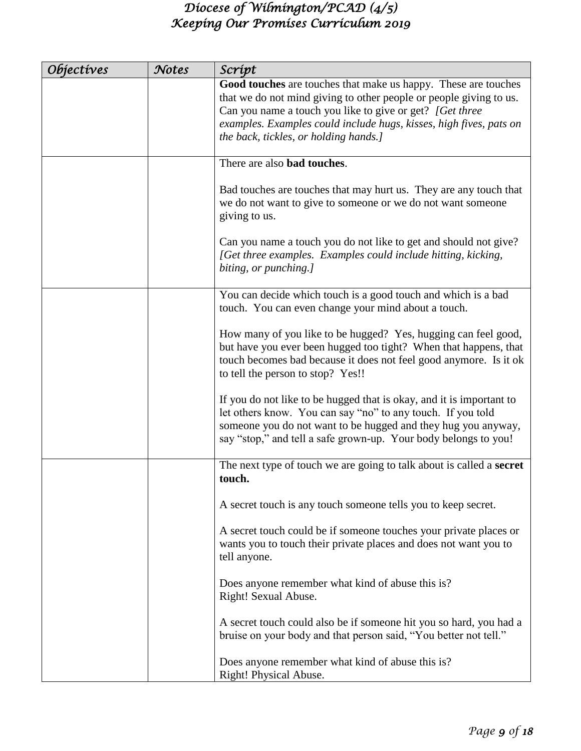| Objectives | Notes | Script |
|---|---|---|
| | | **Good touches** are touches that make us happy. These are touches that we do not mind giving to other people or people giving to us. Can you name a touch you like to give or get? *[Get three examples. Examples could include hugs, kisses, high fives, pats on the back, tickles, or holding hands.]* |
| | | There are also **bad touches**.<br><br>Bad touches are touches that may hurt us. They are any touch that we do not want to give to someone or we do not want someone giving to us.<br><br>Can you name a touch you do not like to get and should not give? *[Get three examples. Examples could include hitting, kicking, biting, or punching.]* |
| | | You can decide which touch is a good touch and which is a bad touch. You can even change your mind about a touch.<br><br>How many of you like to be hugged? Yes, hugging can feel good, but have you ever been hugged too tight? When that happens, that touch becomes bad because it does not feel good anymore. Is it ok to tell the person to stop? Yes!!<br><br>If you do not like to be hugged that is okay, and it is important to let others know. You can say "no" to any touch. If you told someone you do not want to be hugged and they hug you anyway, say "stop," and tell a safe grown-up. Your body belongs to you! |
| | | The next type of touch we are going to talk about is called a **secret touch.**<br><br>A secret touch is any touch someone tells you to keep secret.<br><br>A secret touch could be if someone touches your private places or wants you to touch their private places and does not want you to tell anyone.<br><br>Does anyone remember what kind of abuse this is?<br>Right! Sexual Abuse.<br><br>A secret touch could also be if someone hit you so hard, you had a bruise on your body and that person said, "You better not tell."<br><br>Does anyone remember what kind of abuse this is?<br>Right! Physical Abuse. |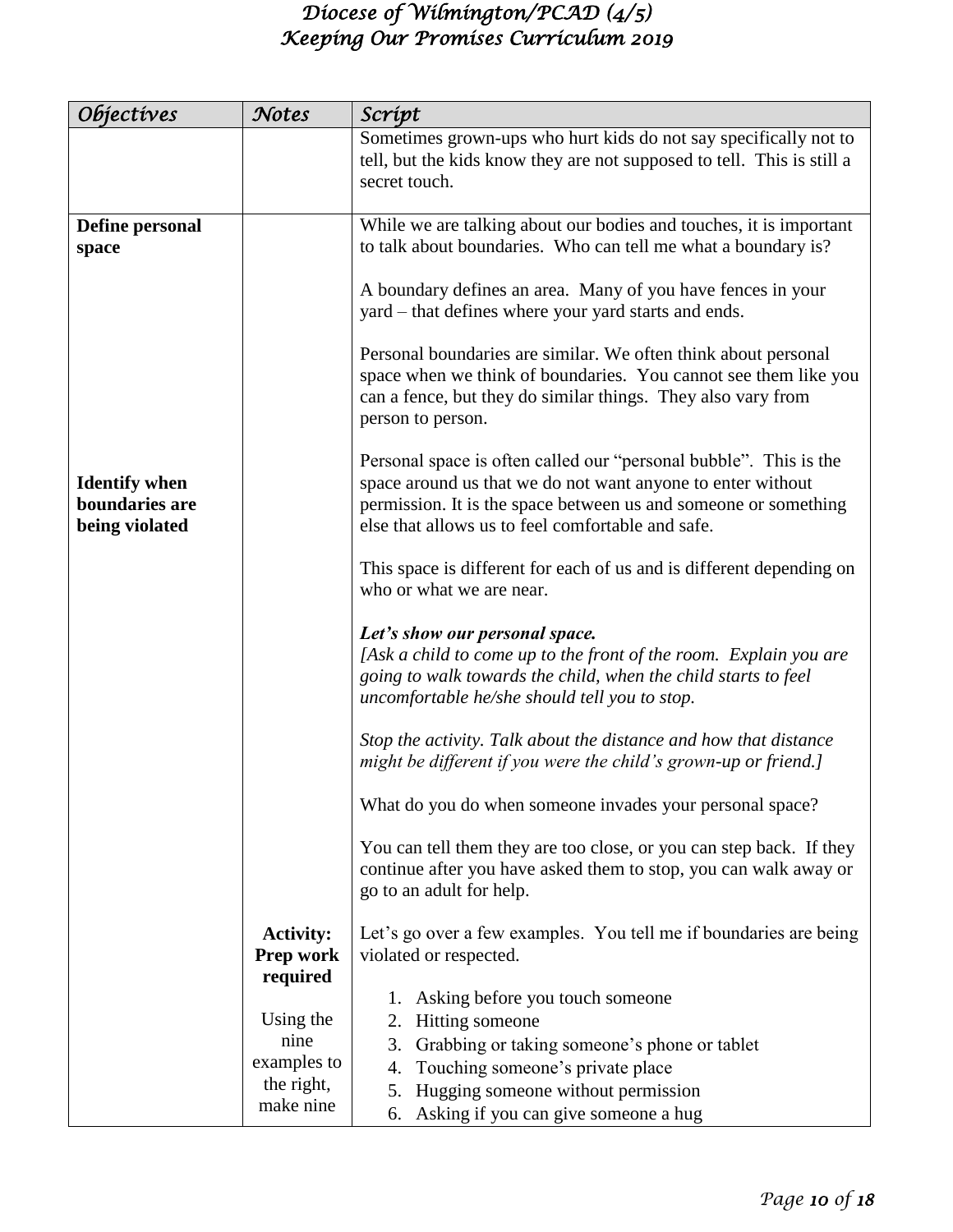| *Objectives* | *Notes* | *Script* |
|---|---|---|
| | | Sometimes grown-ups who hurt kids do not say specifically not to tell, but the kids know they are not supposed to tell. This is still a secret touch. |
| **Define personal space**<br><br>**Identify when boundaries are being violated** | | While we are talking about our bodies and touches, it is important to talk about boundaries. Who can tell me what a boundary is?<br><br>A boundary defines an area. Many of you have fences in your yard – that defines where your yard starts and ends.<br><br>Personal boundaries are similar. We often think about personal space when we think of boundaries. You cannot see them like you can a fence, but they do similar things. They also vary from person to person.<br><br>Personal space is often called our "personal bubble". This is the space around us that we do not want anyone to enter without permission. It is the space between us and someone or something else that allows us to feel comfortable and safe.<br><br>This space is different for each of us and is different depending on who or what we are near.<br><br>***Let's show our personal space.***<br>*[Ask a child to come up to the front of the room. Explain you are going to walk towards the child, when the child starts to feel uncomfortable he/she should tell you to stop.*<br><br>*Stop the activity. Talk about the distance and how that distance might be different if you were the child's grown-up or friend.]*<br><br>What do you do when someone invades your personal space?<br><br>You can tell them they are too close, or you can step back. If they continue after you have asked them to stop, you can walk away or go to an adult for help. |
| | **Activity: Prep work required**<br><br>Using the nine examples to the right, make nine | Let's go over a few examples. You tell me if boundaries are being violated or respected.<br><br>1. Asking before you touch someone<br>2. Hitting someone<br>3. Grabbing or taking someone's phone or tablet<br>4. Touching someone's private place<br>5. Hugging someone without permission<br>6. Asking if you can give someone a hug |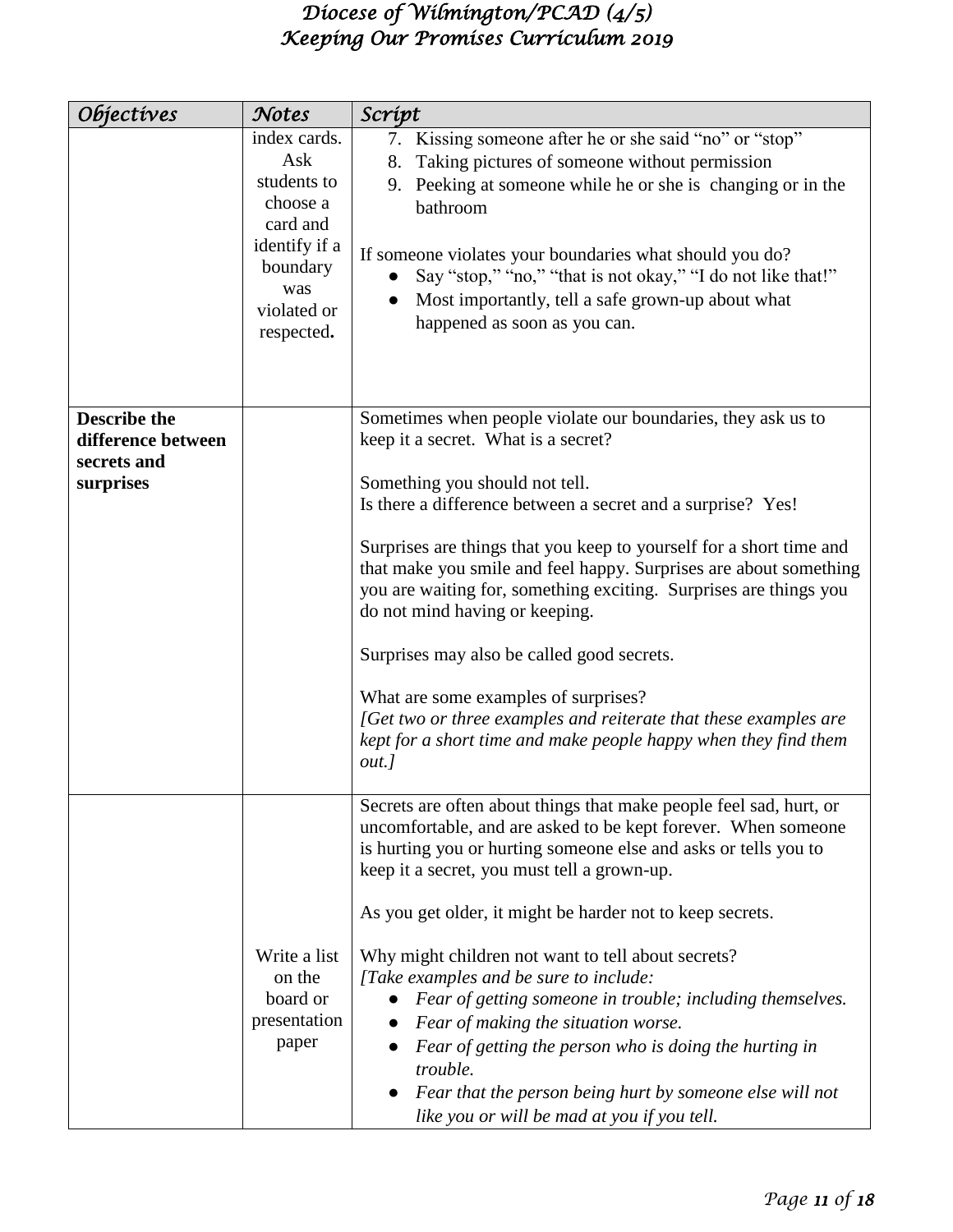| Objectives | Notes | Script |
|---|---|---|
| | index cards. Ask students to choose a card and identify if a boundary was violated or respected**.** | 7. Kissing someone after he or she said "no" or "stop"<br>8. Taking pictures of someone without permission<br>9. Peeking at someone while he or she is changing or in the bathroom<br><br>If someone violates your boundaries what should you do?<br>● Say "stop," "no," "that is not okay," "I do not like that!"<br>● Most importantly, tell a safe grown-up about what happened as soon as you can. |
| **Describe the difference between secrets and surprises** | | Sometimes when people violate our boundaries, they ask us to keep it a secret. What is a secret?<br><br>Something you should not tell.<br>Is there a difference between a secret and a surprise? Yes!<br><br>Surprises are things that you keep to yourself for a short time and that make you smile and feel happy. Surprises are about something you are waiting for, something exciting. Surprises are things you do not mind having or keeping.<br><br>Surprises may also be called good secrets.<br><br>What are some examples of surprises?<br>*[Get two or three examples and reiterate that these examples are kept for a short time and make people happy when they find them out.]* |
| | Write a list on the board or presentation paper | Secrets are often about things that make people feel sad, hurt, or uncomfortable, and are asked to be kept forever. When someone is hurting you or hurting someone else and asks or tells you to keep it a secret, you must tell a grown-up.<br><br>As you get older, it might be harder not to keep secrets.<br><br>Why might children not want to tell about secrets?<br>*[Take examples and be sure to include:*<br>● *Fear of getting someone in trouble; including themselves.*<br>● *Fear of making the situation worse.*<br>● *Fear of getting the person who is doing the hurting in trouble.*<br>● *Fear that the person being hurt by someone else will not like you or will be mad at you if you tell.* |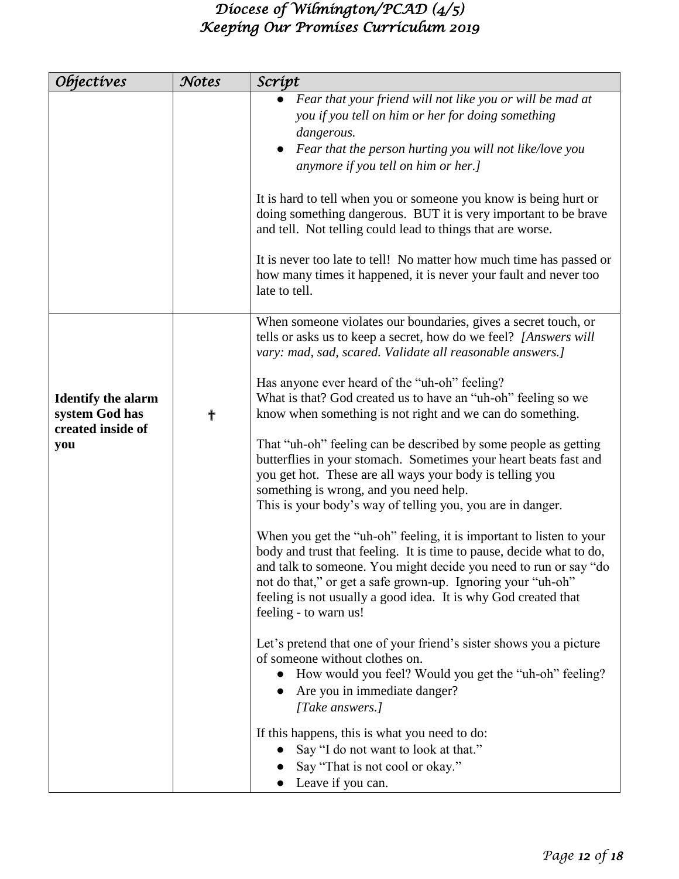| *Objectives* | *Notes* | *Script* |
|---|---|---|
| | | • *Fear that your friend will not like you or will be mad at you if you tell on him or her for doing something dangerous.*<br>• *Fear that the person hurting you will not like/love you anymore if you tell on him or her.]*<br><br>It is hard to tell when you or someone you know is being hurt or doing something dangerous. BUT it is very important to be brave and tell. Not telling could lead to things that are worse.<br><br>It is never too late to tell! No matter how much time has passed or how many times it happened, it is never your fault and never too late to tell. |
| **Identify the alarm system God has created inside of you** | ✝ | When someone violates our boundaries, gives a secret touch, or tells or asks us to keep a secret, how do we feel? *[Answers will vary: mad, sad, scared. Validate all reasonable answers.]*<br><br>Has anyone ever heard of the "uh-oh" feeling?<br>What is that? God created us to have an "uh-oh" feeling so we know when something is not right and we can do something.<br><br>That "uh-oh" feeling can be described by some people as getting butterflies in your stomach. Sometimes your heart beats fast and you get hot. These are all ways your body is telling you something is wrong, and you need help.<br>This is your body's way of telling you, you are in danger.<br><br>When you get the "uh-oh" feeling, it is important to listen to your body and trust that feeling. It is time to pause, decide what to do, and talk to someone. You might decide you need to run or say "do not do that," or get a safe grown-up. Ignoring your "uh-oh" feeling is not usually a good idea. It is why God created that feeling - to warn us!<br><br>Let's pretend that one of your friend's sister shows you a picture of someone without clothes on.<br>• How would you feel? Would you get the "uh-oh" feeling?<br>• Are you in immediate danger?<br>*[Take answers.]*<br><br>If this happens, this is what you need to do:<br>• Say "I do not want to look at that."<br>• Say "That is not cool or okay."<br>• Leave if you can. |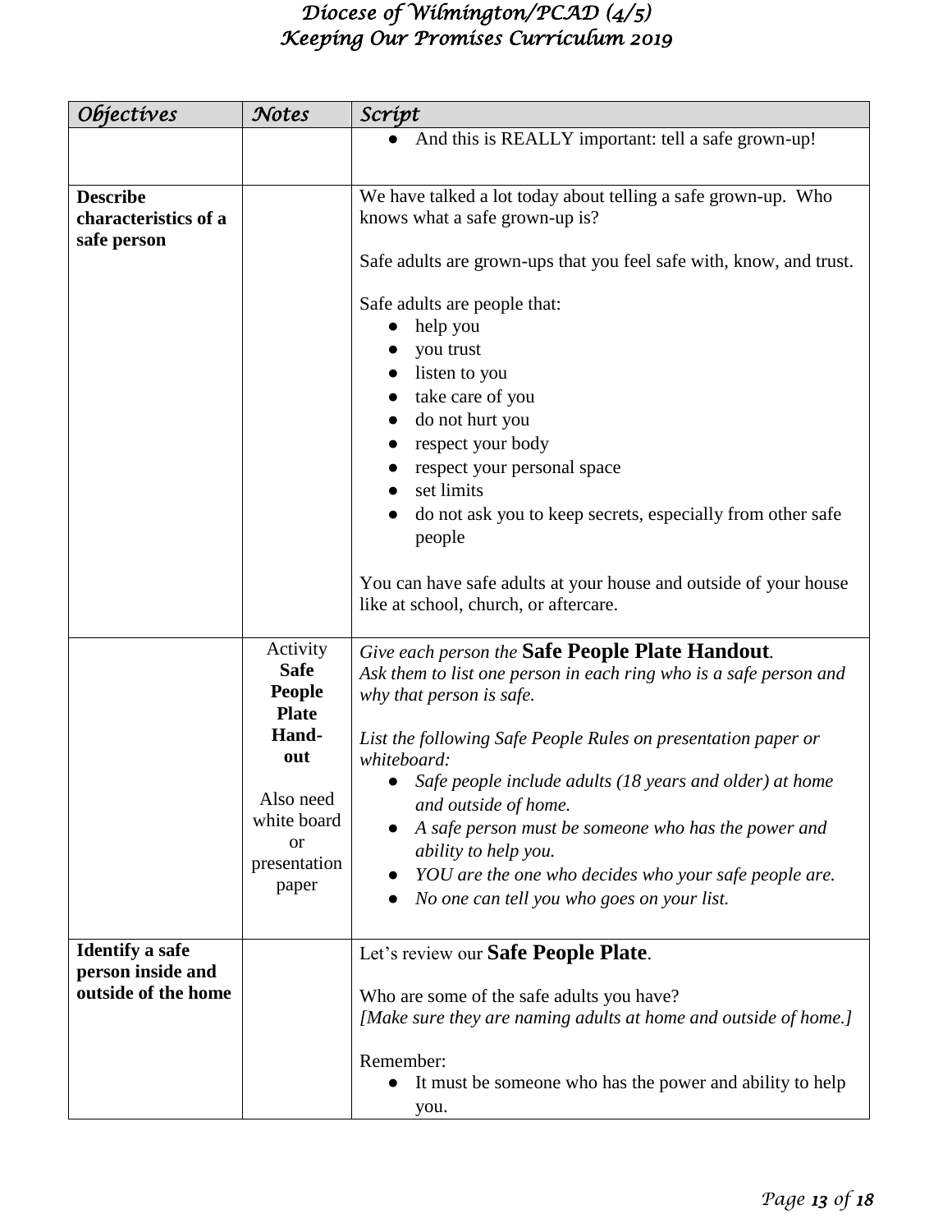| *Objectives* | *Notes* | *Script* |
|---|---|---|
| | | • And this is REALLY important: tell a safe grown-up! |
| **Describe characteristics of a safe person** | | We have talked a lot today about telling a safe grown-up. Who knows what a safe grown-up is?<br><br>Safe adults are grown-ups that you feel safe with, know, and trust.<br><br>Safe adults are people that:<br>• help you<br>• you trust<br>• listen to you<br>• take care of you<br>• do not hurt you<br>• respect your body<br>• respect your personal space<br>• set limits<br>• do not ask you to keep secrets, especially from other safe people<br><br>You can have safe adults at your house and outside of your house like at school, church, or aftercare. |
| | Activity **Safe People Plate Hand-out**<br><br>Also need white board or presentation paper | *Give each person the* **Safe People Plate Handout***.*<br>*Ask them to list one person in each ring who is a safe person and why that person is safe.*<br><br>*List the following Safe People Rules on presentation paper or whiteboard:*<br>• *Safe people include adults (18 years and older) at home and outside of home.*<br>• *A safe person must be someone who has the power and ability to help you.*<br>• *YOU are the one who decides who your safe people are.*<br>• *No one can tell you who goes on your list.* |
| **Identify a safe person inside and outside of the home** | | Let's review our **Safe People Plate**.<br><br>Who are some of the safe adults you have?<br>*[Make sure they are naming adults at home and outside of home.]*<br><br>Remember:<br>• It must be someone who has the power and ability to help you. |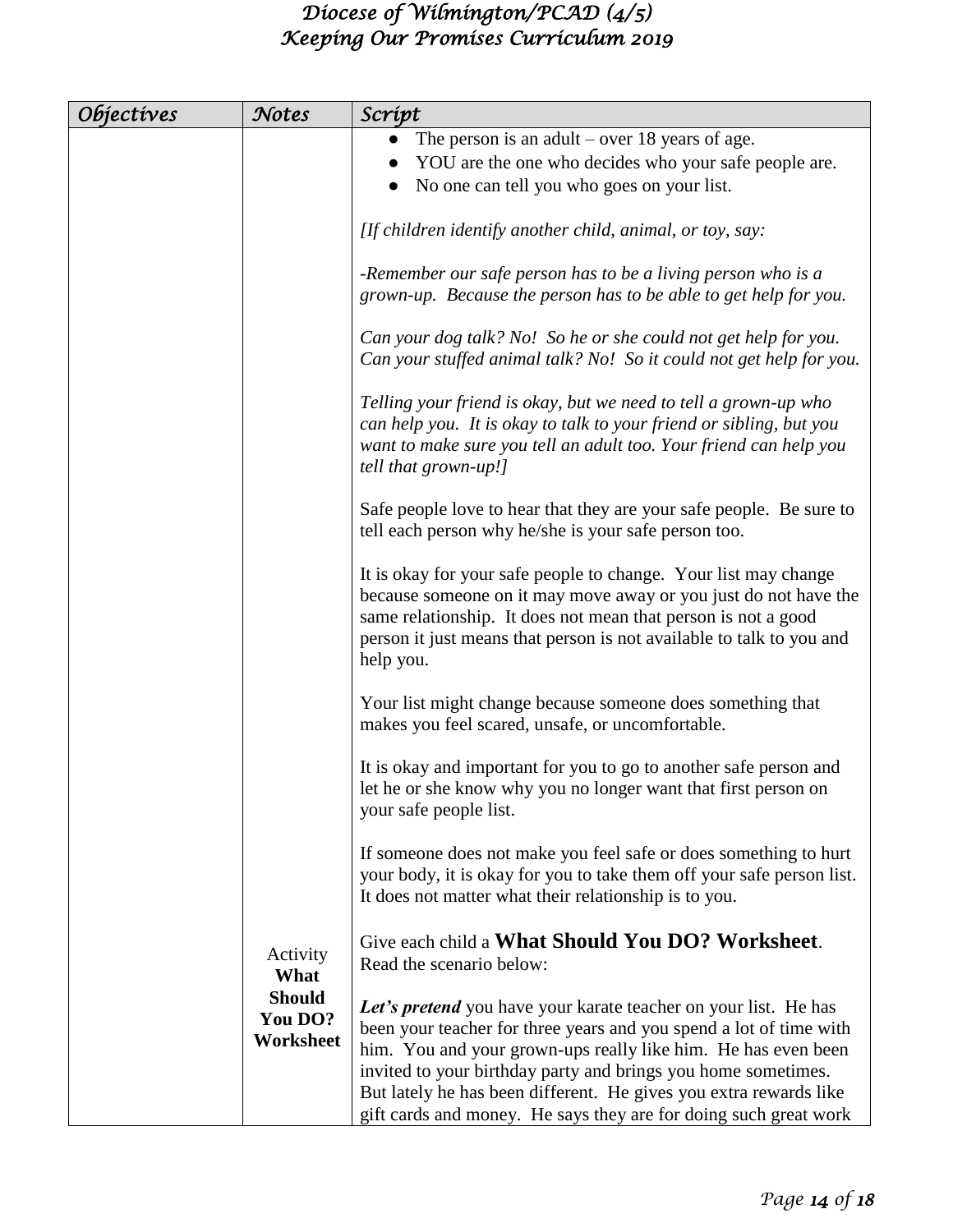| *Objectives* | *Notes* | *Script* |
|---|---|---|
| | | • The person is an adult – over 18 years of age.<br>• YOU are the one who decides who your safe people are.<br>• No one can tell you who goes on your list.<br><br>*[If children identify another child, animal, or toy, say:*<br><br>*-Remember our safe person has to be a living person who is a grown-up. Because the person has to be able to get help for you.*<br><br>*Can your dog talk? No! So he or she could not get help for you. Can your stuffed animal talk? No! So it could not get help for you.*<br><br>*Telling your friend is okay, but we need to tell a grown-up who can help you. It is okay to talk to your friend or sibling, but you want to make sure you tell an adult too. Your friend can help you tell that grown-up!]*<br><br>Safe people love to hear that they are your safe people. Be sure to tell each person why he/she is your safe person too.<br><br>It is okay for your safe people to change. Your list may change because someone on it may move away or you just do not have the same relationship. It does not mean that person is not a good person it just means that person is not available to talk to you and help you.<br><br>Your list might change because someone does something that makes you feel scared, unsafe, or uncomfortable.<br><br>It is okay and important for you to go to another safe person and let he or she know why you no longer want that first person on your safe people list.<br><br>If someone does not make you feel safe or does something to hurt your body, it is okay for you to take them off your safe person list. It does not matter what their relationship is to you. |
| | Activity **What Should You DO? Worksheet** | Give each child a **What Should You DO? Worksheet**. Read the scenario below:<br><br>***Let's pretend*** you have your karate teacher on your list. He has been your teacher for three years and you spend a lot of time with him. You and your grown-ups really like him. He has even been invited to your birthday party and brings you home sometimes. But lately he has been different. He gives you extra rewards like gift cards and money. He says they are for doing such great work |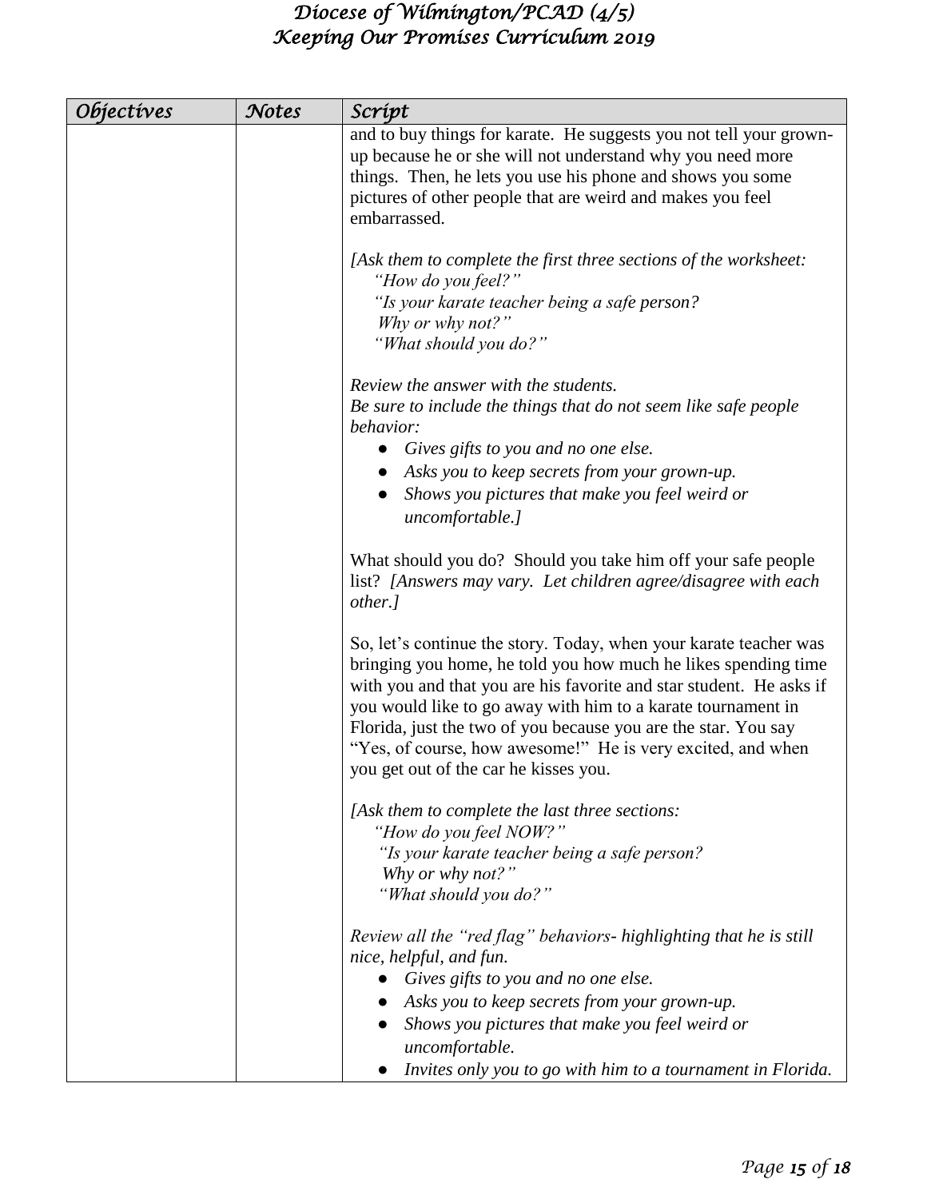| *Objectives* | *Notes* | *Script* |
| --- | --- | --- |
| | | and to buy things for karate. He suggests you not tell your grown-up because he or she will not understand why you need more things. Then, he lets you use his phone and shows you some pictures of other people that are weird and makes you feel embarrassed.<br><br>*[Ask them to complete the first three sections of the worksheet:*<br>*"How do you feel?"*<br>*"Is your karate teacher being a safe person? Why or why not?"*<br>*"What should you do?"*<br><br>*Review the answer with the students.*<br>*Be sure to include the things that do not seem like safe people behavior:*<br>● *Gives gifts to you and no one else.*<br>● *Asks you to keep secrets from your grown-up.*<br>● *Shows you pictures that make you feel weird or uncomfortable.]*<br><br>What should you do? Should you take him off your safe people list? *[Answers may vary. Let children agree/disagree with each other.]*<br><br>So, let's continue the story. Today, when your karate teacher was bringing you home, he told you how much he likes spending time with you and that you are his favorite and star student. He asks if you would like to go away with him to a karate tournament in Florida, just the two of you because you are the star. You say "Yes, of course, how awesome!" He is very excited, and when you get out of the car he kisses you.<br><br>*[Ask them to complete the last three sections:*<br>*"How do you feel NOW?"*<br>*"Is your karate teacher being a safe person? Why or why not?"*<br>*"What should you do?"*<br><br>*Review all the "red flag" behaviors- highlighting that he is still nice, helpful, and fun.*<br>● *Gives gifts to you and no one else.*<br>● *Asks you to keep secrets from your grown-up.*<br>● *Shows you pictures that make you feel weird or uncomfortable.*<br>● *Invites only you to go with him to a tournament in Florida.* |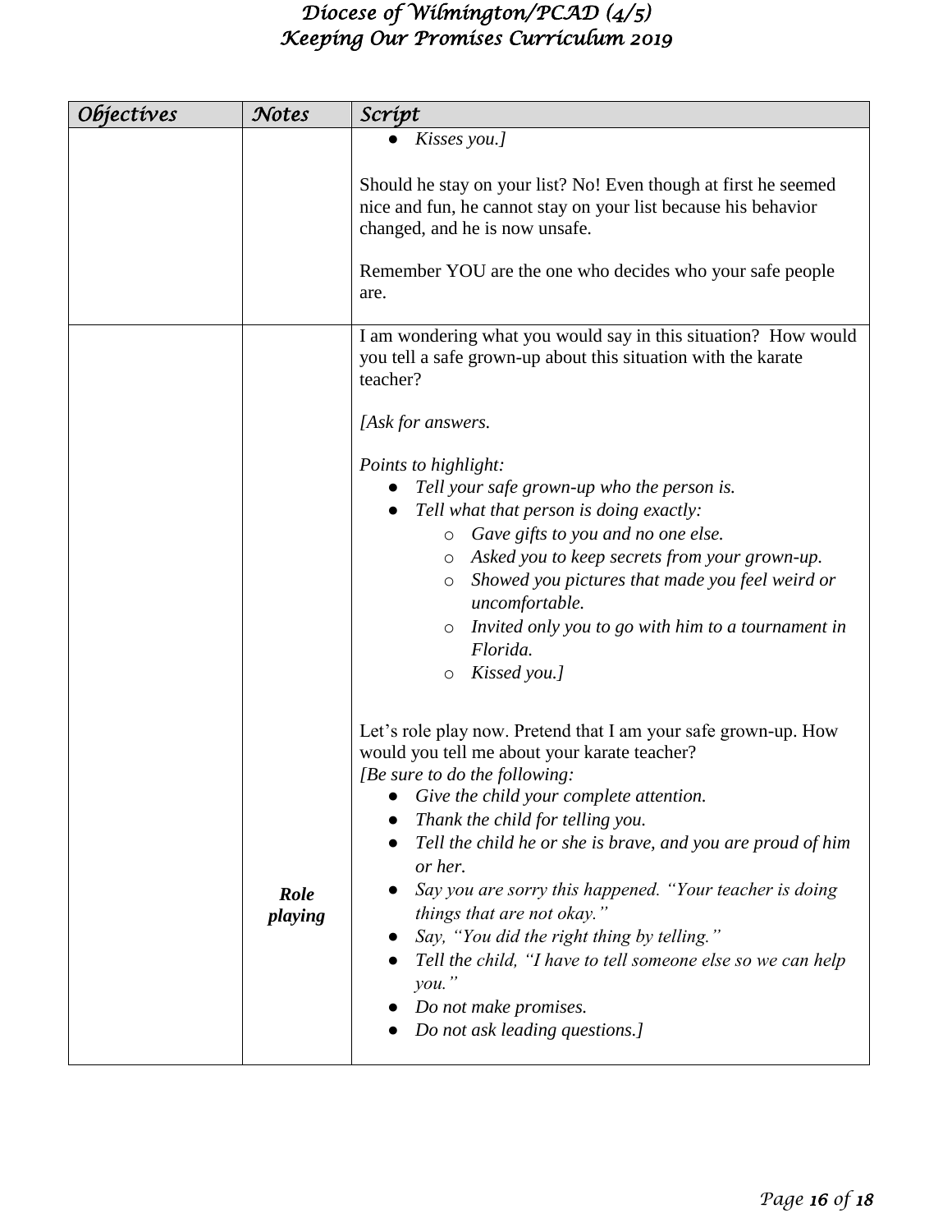| Objectives | Notes | Script |
|---|---|---|
| | | • *Kisses you.]*<br><br>Should he stay on your list? No! Even though at first he seemed nice and fun, he cannot stay on your list because his behavior changed, and he is now unsafe.<br><br>Remember YOU are the one who decides who your safe people are. |
| | ***Role playing*** | I am wondering what you would say in this situation? How would you tell a safe grown-up about this situation with the karate teacher?<br><br>*[Ask for answers.*<br><br>*Points to highlight:*<br>• *Tell your safe grown-up who the person is.*<br>• *Tell what that person is doing exactly:*<br>  ○ *Gave gifts to you and no one else.*<br>  ○ *Asked you to keep secrets from your grown-up.*<br>  ○ *Showed you pictures that made you feel weird or uncomfortable.*<br>  ○ *Invited only you to go with him to a tournament in Florida.*<br>  ○ *Kissed you.]*<br><br>Let's role play now. Pretend that I am your safe grown-up. How would you tell me about your karate teacher?<br>*[Be sure to do the following:*<br>• *Give the child your complete attention.*<br>• *Thank the child for telling you.*<br>• *Tell the child he or she is brave, and you are proud of him or her.*<br>• *Say you are sorry this happened. "Your teacher is doing things that are not okay."*<br>• *Say, "You did the right thing by telling."*<br>• *Tell the child, "I have to tell someone else so we can help you."*<br>• *Do not make promises.*<br>• *Do not ask leading questions.]* |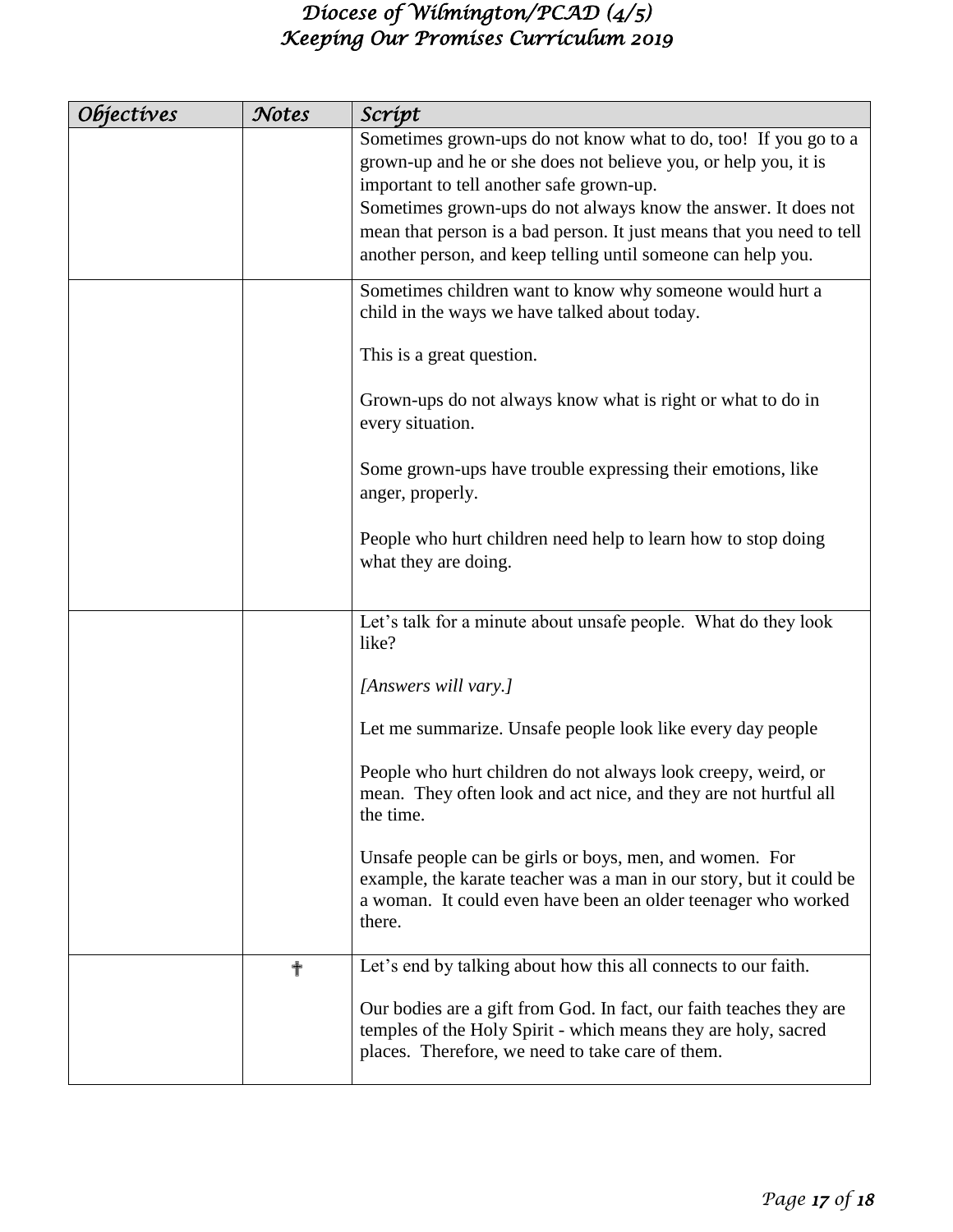| Objectives | Notes | Script |
|---|---|---|
| | | Sometimes grown-ups do not know what to do, too! If you go to a grown-up and he or she does not believe you, or help you, it is important to tell another safe grown-up.<br>Sometimes grown-ups do not always know the answer. It does not mean that person is a bad person. It just means that you need to tell another person, and keep telling until someone can help you. |
| | | Sometimes children want to know why someone would hurt a child in the ways we have talked about today.<br><br>This is a great question.<br><br>Grown-ups do not always know what is right or what to do in every situation.<br><br>Some grown-ups have trouble expressing their emotions, like anger, properly.<br><br>People who hurt children need help to learn how to stop doing what they are doing. |
| | | Let's talk for a minute about unsafe people. What do they look like?<br><br>*[Answers will vary.]*<br><br>Let me summarize. Unsafe people look like every day people<br><br>People who hurt children do not always look creepy, weird, or mean. They often look and act nice, and they are not hurtful all the time.<br><br>Unsafe people can be girls or boys, men, and women. For example, the karate teacher was a man in our story, but it could be a woman. It could even have been an older teenager who worked there. |
| | ✝ | Let's end by talking about how this all connects to our faith.<br><br>Our bodies are a gift from God. In fact, our faith teaches they are temples of the Holy Spirit - which means they are holy, sacred places. Therefore, we need to take care of them. |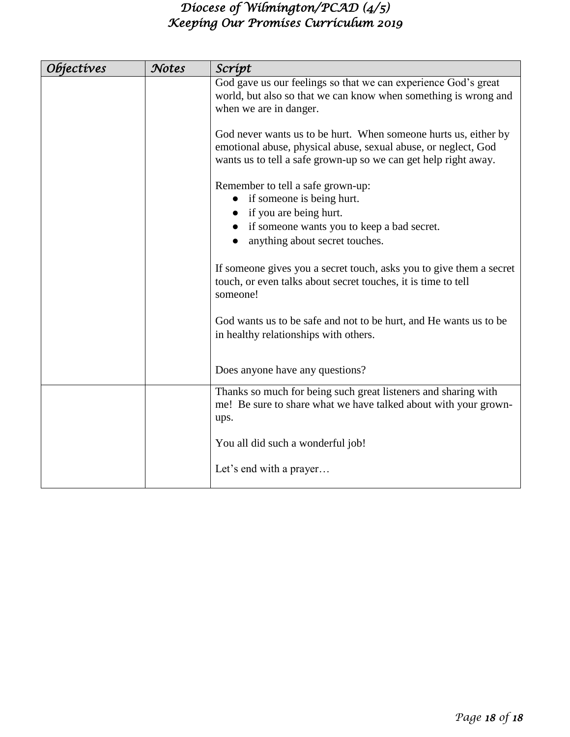| Objectives | Notes | Script |
|---|---|---|
| | | God gave us our feelings so that we can experience God's great world, but also so that we can know when something is wrong and when we are in danger.<br><br>God never wants us to be hurt. When someone hurts us, either by emotional abuse, physical abuse, sexual abuse, or neglect, God wants us to tell a safe grown-up so we can get help right away.<br><br>Remember to tell a safe grown-up:<br>● if someone is being hurt.<br>● if you are being hurt.<br>● if someone wants you to keep a bad secret.<br>● anything about secret touches.<br><br>If someone gives you a secret touch, asks you to give them a secret touch, or even talks about secret touches, it is time to tell someone!<br><br>God wants us to be safe and not to be hurt, and He wants us to be in healthy relationships with others.<br><br>Does anyone have any questions? |
| | | Thanks so much for being such great listeners and sharing with me! Be sure to share what we have talked about with your grown-ups.<br><br>You all did such a wonderful job!<br><br>Let's end with a prayer… |